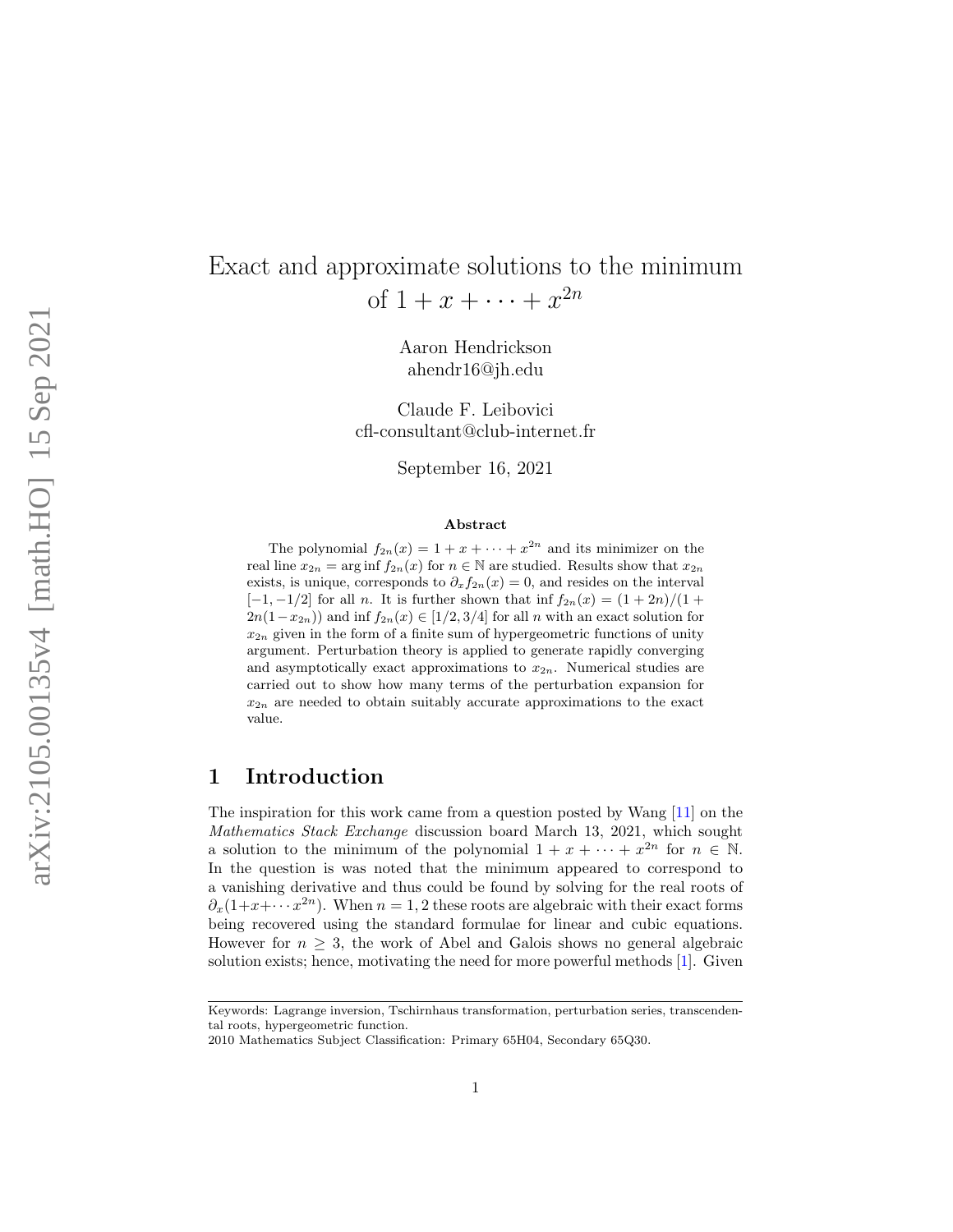# Exact and approximate solutions to the minimum of $1 + x + \cdots + x^{2n}$

Aaron Hendrickson
ahendr16@jh.edu

Claude F. Leibovici
cfl-consultant@club-internet.fr

September 16, 2021

### Abstract

The polynomial $f_{2n}(x) = 1 + x + \cdots + x^{2n}$ and its minimizer on the real line $x_{2n} = \arg\inf f_{2n}(x)$ for $n \in \mathbb{N}$ are studied. Results show that $x_{2n}$ exists, is unique, corresponds to $\partial_x f_{2n}(x) = 0$, and resides on the interval $[-1, -1/2]$ for all $n$. It is further shown that $\inf f_{2n}(x) = (1 + 2n)/(1 + 2n(1 - x_{2n}))$ and $\inf f_{2n}(x) \in [1/2, 3/4]$ for all $n$ with an exact solution for $x_{2n}$ given in the form of a finite sum of hypergeometric functions of unity argument. Perturbation theory is applied to generate rapidly converging and asymptotically exact approximations to $x_{2n}$. Numerical studies are carried out to show how many terms of the perturbation expansion for $x_{2n}$ are needed to obtain suitably accurate approximations to the exact value.

## 1 Introduction

The inspiration for this work came from a question posted by Wang [11] on the *Mathematics Stack Exchange* discussion board March 13, 2021, which sought a solution to the minimum of the polynomial $1 + x + \cdots + x^{2n}$ for $n \in \mathbb{N}$. In the question is was noted that the minimum appeared to correspond to a vanishing derivative and thus could be found by solving for the real roots of $\partial_x(1+x+\cdots x^{2n})$. When $n = 1, 2$ these roots are algebraic with their exact forms being recovered using the standard formulae for linear and cubic equations. However for $n \geq 3$, the work of Abel and Galois shows no general algebraic solution exists; hence, motivating the need for more powerful methods [1]. Given

Keywords: Lagrange inversion, Tschirnhaus transformation, perturbation series, transcendental roots, hypergeometric function.
2010 Mathematics Subject Classification: Primary 65H04, Secondary 65Q30.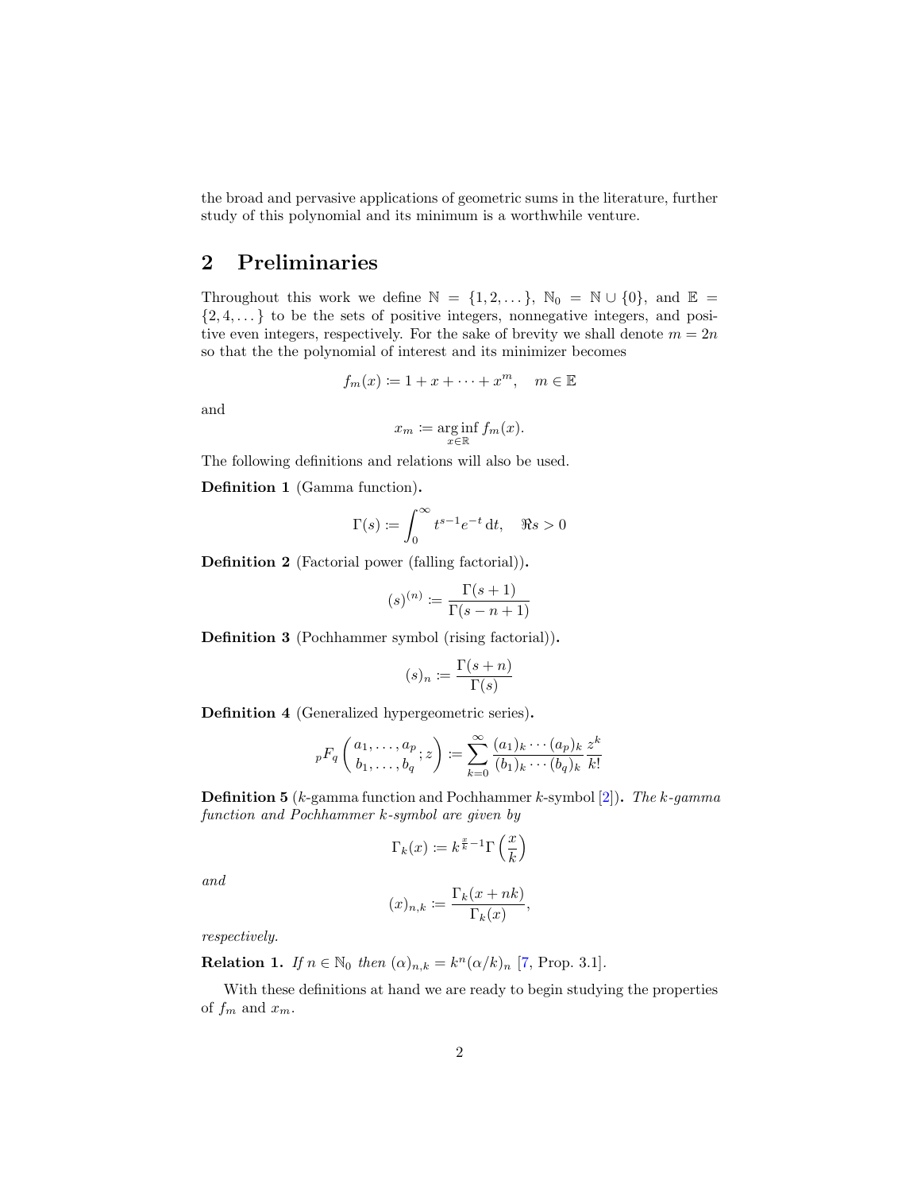the broad and pervasive applications of geometric sums in the literature, further study of this polynomial and its minimum is a worthwhile venture.

## 2 Preliminaries

Throughout this work we define $\mathbb{N} = \{1, 2, \dots\}$, $\mathbb{N}_0 = \mathbb{N} \cup \{0\}$, and $\mathbb{E} = \{2, 4, \dots\}$ to be the sets of positive integers, nonnegative integers, and positive even integers, respectively. For the sake of brevity we shall denote $m = 2n$ so that the the polynomial of interest and its minimizer becomes

$$f_m(x) \coloneqq 1 + x + \cdots + x^m, \quad m \in \mathbb{E}$$

and

$$x_m \coloneqq \operatorname*{arg\,inf}_{x \in \mathbb{R}} f_m(x).$$

The following definitions and relations will also be used.

**Definition 1** (Gamma function)**.**

$$\Gamma(s) \coloneqq \int_0^\infty t^{s-1} e^{-t} \, \mathrm{d}t, \quad \Re s > 0$$

**Definition 2** (Factorial power (falling factorial))**.**

$$(s)^{(n)} \coloneqq \frac{\Gamma(s+1)}{\Gamma(s-n+1)}$$

**Definition 3** (Pochhammer symbol (rising factorial))**.**

$$(s)_n \coloneqq \frac{\Gamma(s+n)}{\Gamma(s)}$$

**Definition 4** (Generalized hypergeometric series)**.**

$${}_pF_q\left(\begin{matrix} a_1, \dots, a_p \\ b_1, \dots, b_q \end{matrix}; z\right) \coloneqq \sum_{k=0}^\infty \frac{(a_1)_k \cdots (a_p)_k}{(b_1)_k \cdots (b_q)_k} \frac{z^k}{k!}$$

**Definition 5** ($k$-gamma function and Pochhammer $k$-symbol [2])**.** *The $k$-gamma function and Pochhammer $k$-symbol are given by*

$$\Gamma_k(x) \coloneqq k^{\frac{x}{k}-1} \Gamma\left(\frac{x}{k}\right)$$

*and*

$$(x)_{n,k} \coloneqq \frac{\Gamma_k(x+nk)}{\Gamma_k(x)},$$

*respectively.*

**Relation 1.** *If $n \in \mathbb{N}_0$ then $(\alpha)_{n,k} = k^n (\alpha/k)_n$* [7, Prop. 3.1].

With these definitions at hand we are ready to begin studying the properties of $f_m$ and $x_m$.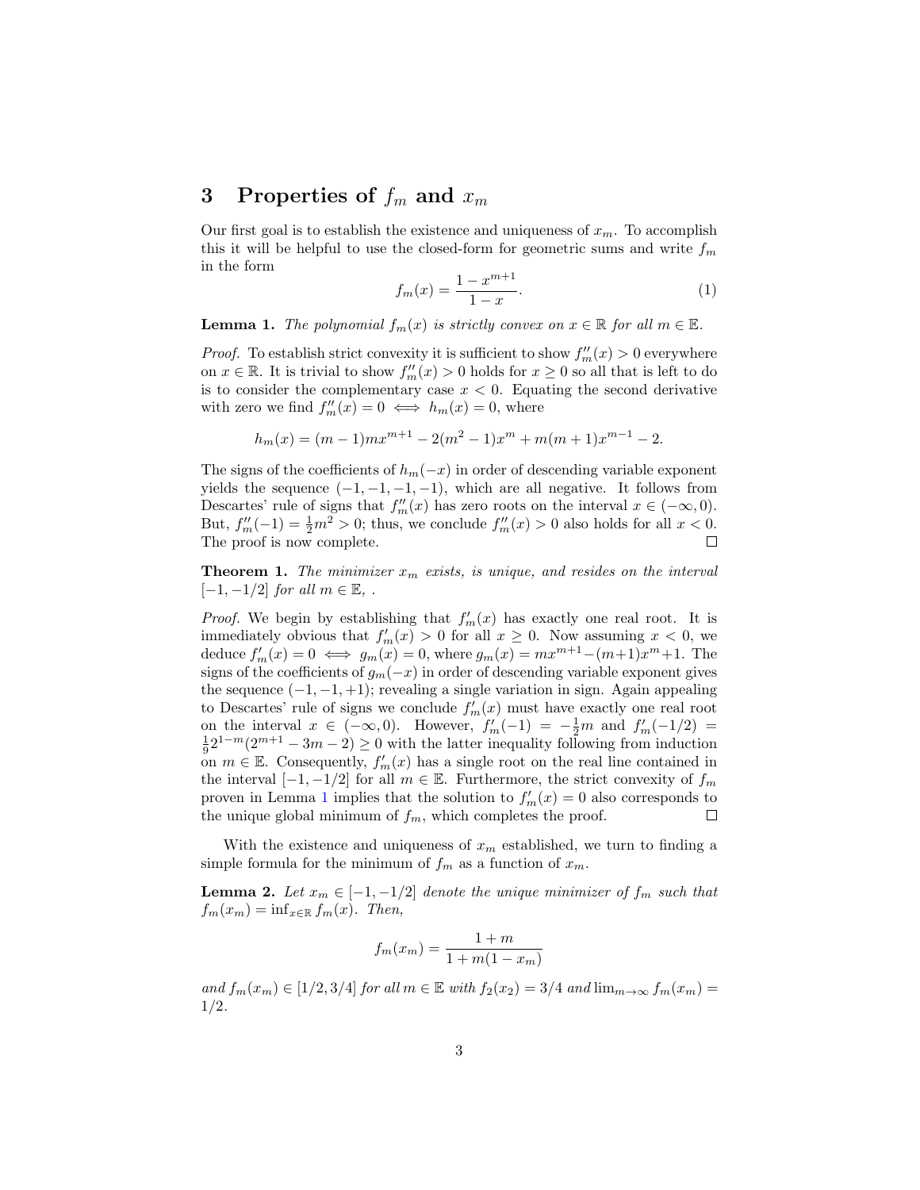## 3 Properties of $f_m$ and $x_m$

Our first goal is to establish the existence and uniqueness of $x_m$. To accomplish this it will be helpful to use the closed-form for geometric sums and write $f_m$ in the form

$$f_m(x) = \frac{1 - x^{m+1}}{1 - x}. \tag{1}$$

**Lemma 1.** *The polynomial $f_m(x)$ is strictly convex on $x \in \mathbb{R}$ for all $m \in \mathbb{E}$.*

*Proof.* To establish strict convexity it is sufficient to show $f_m''(x) > 0$ everywhere on $x \in \mathbb{R}$. It is trivial to show $f_m''(x) > 0$ holds for $x \geq 0$ so all that is left to do is to consider the complementary case $x < 0$. Equating the second derivative with zero we find $f_m''(x) = 0 \iff h_m(x) = 0$, where

$$h_m(x) = (m-1)mx^{m+1} - 2(m^2-1)x^m + m(m+1)x^{m-1} - 2.$$

The signs of the coefficients of $h_m(-x)$ in order of descending variable exponent yields the sequence $(-1, -1, -1, -1)$, which are all negative. It follows from Descartes' rule of signs that $f_m''(x)$ has zero roots on the interval $x \in (-\infty, 0)$. But, $f_m''(-1) = \frac{1}{2}m^2 > 0$; thus, we conclude $f_m''(x) > 0$ also holds for all $x < 0$. The proof is now complete. $\square$

**Theorem 1.** *The minimizer $x_m$ exists, is unique, and resides on the interval $[-1, -1/2]$ for all $m \in \mathbb{E}$, .*

*Proof.* We begin by establishing that $f_m'(x)$ has exactly one real root. It is immediately obvious that $f_m'(x) > 0$ for all $x \geq 0$. Now assuming $x < 0$, we deduce $f_m'(x) = 0 \iff g_m(x) = 0$, where $g_m(x) = mx^{m+1} - (m+1)x^m + 1$. The signs of the coefficients of $g_m(-x)$ in order of descending variable exponent gives the sequence $(-1, -1, +1)$; revealing a single variation in sign. Again appealing to Descartes' rule of signs we conclude $f_m'(x)$ must have exactly one real root on the interval $x \in (-\infty, 0)$. However, $f_m'(-1) = -\frac{1}{2}m$ and $f_m'(-1/2) = \frac{1}{9}2^{1-m}(2^{m+1} - 3m - 2) \geq 0$ with the latter inequality following from induction on $m \in \mathbb{E}$. Consequently, $f_m'(x)$ has a single root on the real line contained in the interval $[-1, -1/2]$ for all $m \in \mathbb{E}$. Furthermore, the strict convexity of $f_m$ proven in Lemma 1 implies that the solution to $f_m'(x) = 0$ also corresponds to the unique global minimum of $f_m$, which completes the proof. $\square$

With the existence and uniqueness of $x_m$ established, we turn to finding a simple formula for the minimum of $f_m$ as a function of $x_m$.

**Lemma 2.** *Let $x_m \in [-1, -1/2]$ denote the unique minimizer of $f_m$ such that $f_m(x_m) = \inf_{x \in \mathbb{R}} f_m(x)$. Then,*

$$f_m(x_m) = \frac{1 + m}{1 + m(1 - x_m)}$$

*and $f_m(x_m) \in [1/2, 3/4]$ for all $m \in \mathbb{E}$ with $f_2(x_2) = 3/4$ and $\lim_{m \to \infty} f_m(x_m) = 1/2$.*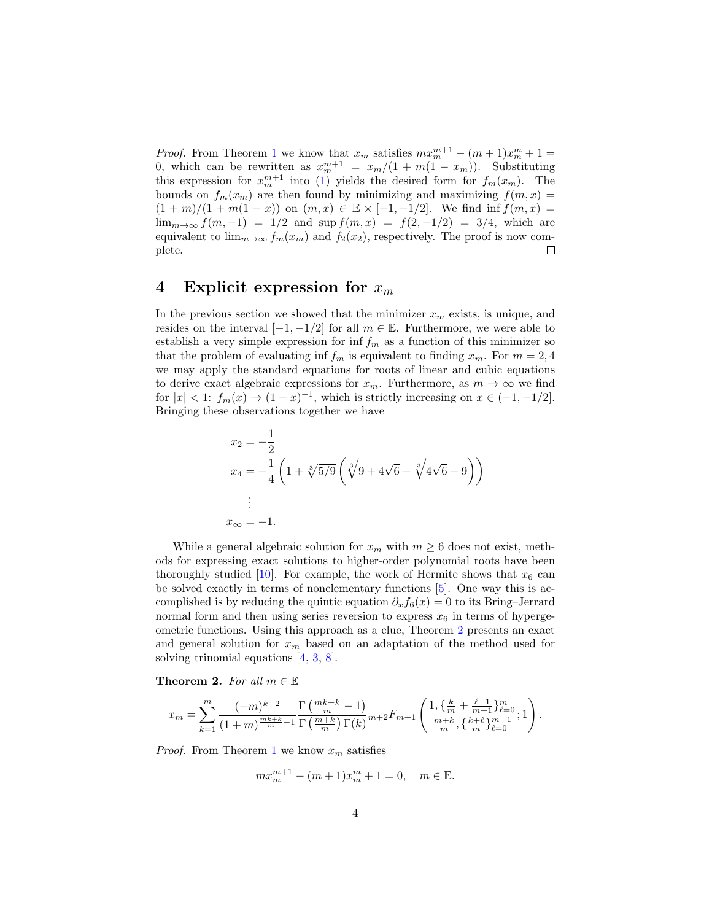*Proof.* From Theorem 1 we know that $x_m$ satisfies $mx_m^{m+1} - (m+1)x_m^m + 1 = 0$, which can be rewritten as $x_m^{m+1} = x_m/(1 + m(1 - x_m))$. Substituting this expression for $x_m^{m+1}$ into (1) yields the desired form for $f_m(x_m)$. The bounds on $f_m(x_m)$ are then found by minimizing and maximizing $f(m,x) = (1+m)/(1+m(1-x))$ on $(m,x) \in \mathbb{E} \times [-1,-1/2]$. We find $\inf f(m,x) = \lim_{m\to\infty} f(m,-1) = 1/2$ and $\sup f(m,x) = f(2,-1/2) = 3/4$, which are equivalent to $\lim_{m\to\infty} f_m(x_m)$ and $f_2(x_2)$, respectively. The proof is now complete. $\square$

# 4 Explicit expression for $x_m$

In the previous section we showed that the minimizer $x_m$ exists, is unique, and resides on the interval $[-1,-1/2]$ for all $m \in \mathbb{E}$. Furthermore, we were able to establish a very simple expression for $\inf f_m$ as a function of this minimizer so that the problem of evaluating $\inf f_m$ is equivalent to finding $x_m$. For $m = 2, 4$ we may apply the standard equations for roots of linear and cubic equations to derive exact algebraic expressions for $x_m$. Furthermore, as $m \to \infty$ we find for $|x| < 1$: $f_m(x) \to (1-x)^{-1}$, which is strictly increasing on $x \in (-1,-1/2]$. Bringing these observations together we have

$$
\begin{aligned}
x_2 &= -\frac{1}{2} \\
x_4 &= -\frac{1}{4}\left(1 + \sqrt[3]{5/9}\left(\sqrt[3]{9+4\sqrt{6}} - \sqrt[3]{4\sqrt{6}-9}\right)\right) \\
&\ \ \vdots \\
x_\infty &= -1.
\end{aligned}
$$

While a general algebraic solution for $x_m$ with $m \geq 6$ does not exist, methods for expressing exact solutions to higher-order polynomial roots have been thoroughly studied [10]. For example, the work of Hermite shows that $x_6$ can be solved exactly in terms of nonelementary functions [5]. One way this is accomplished is by reducing the quintic equation $\partial_x f_6(x) = 0$ to its Bring–Jerrard normal form and then using series reversion to express $x_6$ in terms of hypergeometric functions. Using this approach as a clue, Theorem 2 presents an exact and general solution for $x_m$ based on an adaptation of the method used for solving trinomial equations [4, 3, 8].

**Theorem 2.** *For all* $m \in \mathbb{E}$

$$
x_m = \sum_{k=1}^{m} \frac{(-m)^{k-2}}{(1+m)^{\frac{mk+k}{m}-1}} \frac{\Gamma\left(\frac{mk+k}{m}-1\right)}{\Gamma\left(\frac{m+k}{m}\right)\Gamma(k)} {}_{m+2}F_{m+1}\left(\begin{matrix} 1, \{\frac{k}{m}+\frac{\ell-1}{m+1}\}_{\ell=0}^{m} \\ \frac{m+k}{m}, \{\frac{k+\ell}{m}\}_{\ell=0}^{m-1} \end{matrix}; 1\right).
$$

*Proof.* From Theorem 1 we know $x_m$ satisfies

$$
mx_m^{m+1} - (m+1)x_m^m + 1 = 0, \quad m \in \mathbb{E}.
$$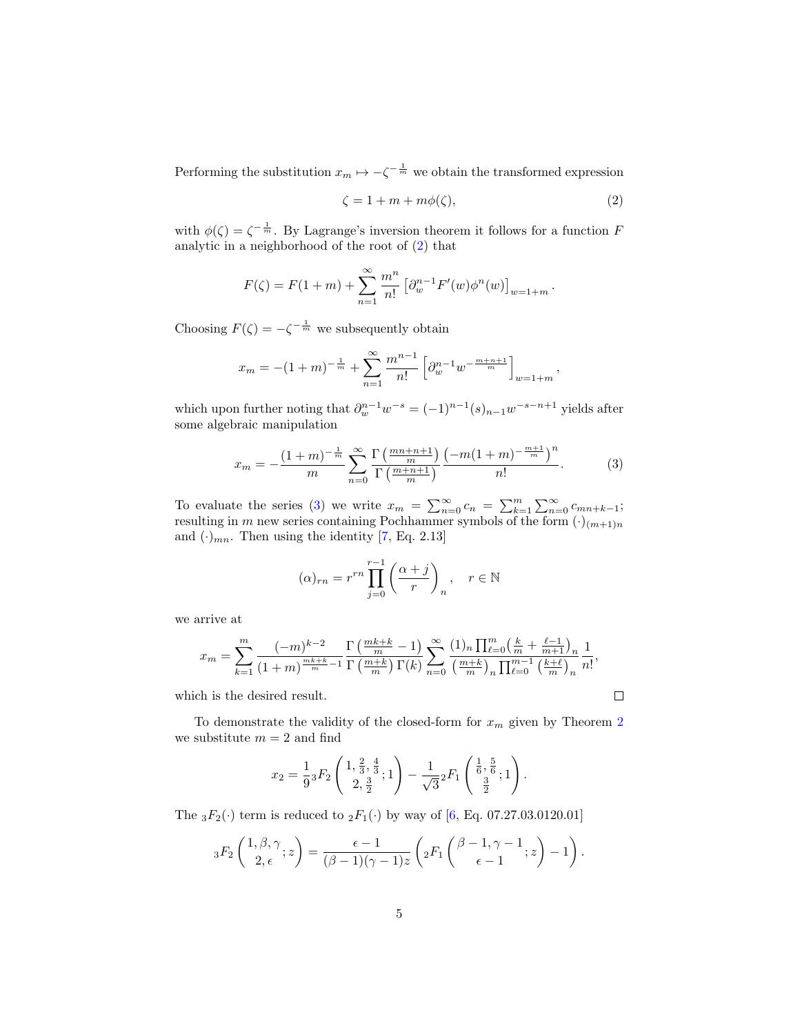Performing the substitution $x_m \mapsto -\zeta^{-\frac{1}{m}}$ we obtain the transformed expression

$$\zeta = 1 + m + m\phi(\zeta), \tag{2}$$

with $\phi(\zeta) = \zeta^{-\frac{1}{m}}$. By Lagrange's inversion theorem it follows for a function $F$ analytic in a neighborhood of the root of (2) that

$$F(\zeta) = F(1+m) + \sum_{n=1}^{\infty} \frac{m^n}{n!} \left[\partial_w^{n-1} F'(w)\phi^n(w)\right]_{w=1+m}.$$

Choosing $F(\zeta) = -\zeta^{-\frac{1}{m}}$ we subsequently obtain

$$x_m = -(1+m)^{-\frac{1}{m}} + \sum_{n=1}^{\infty} \frac{m^{n-1}}{n!} \left[\partial_w^{n-1} w^{-\frac{m+n+1}{m}}\right]_{w=1+m},$$

which upon further noting that $\partial_w^{n-1} w^{-s} = (-1)^{n-1}(s)_{n-1} w^{-s-n+1}$ yields after some algebraic manipulation

$$x_m = -\frac{(1+m)^{-\frac{1}{m}}}{m} \sum_{n=0}^{\infty} \frac{\Gamma\left(\frac{mn+n+1}{m}\right)}{\Gamma\left(\frac{m+n+1}{m}\right)} \frac{\left(-m(1+m)^{-\frac{m+1}{m}}\right)^n}{n!}. \tag{3}$$

To evaluate the series (3) we write $x_m = \sum_{n=0}^{\infty} c_n = \sum_{k=1}^{m} \sum_{n=0}^{\infty} c_{mn+k-1}$; resulting in $m$ new series containing Pochhammer symbols of the form $(\cdot)_{(m+1)n}$ and $(\cdot)_{mn}$. Then using the identity [7, Eq. 2.13]

$$(\alpha)_{rn} = r^{rn} \prod_{j=0}^{r-1} \left(\frac{\alpha+j}{r}\right)_n, \quad r \in \mathbb{N}$$

we arrive at

$$x_m = \sum_{k=1}^{m} \frac{(-m)^{k-2}}{(1+m)^{\frac{mk+k}{m}-1}} \frac{\Gamma\left(\frac{mk+k}{m}-1\right)}{\Gamma\left(\frac{m+k}{m}\right)\Gamma(k)} \sum_{n=0}^{\infty} \frac{(1)_n \prod_{\ell=0}^{m}\left(\frac{k}{m}+\frac{\ell-1}{m+1}\right)_n}{\left(\frac{m+k}{m}\right)_n \prod_{\ell=0}^{m-1}\left(\frac{k+\ell}{m}\right)_n} \frac{1}{n!},$$

which is the desired result. $\square$

To demonstrate the validity of the closed-form for $x_m$ given by Theorem 2 we substitute $m = 2$ and find

$$x_2 = \frac{1}{9}\,{}_3F_2\left(\begin{matrix}1, \frac{2}{3}, \frac{4}{3} \\ 2, \frac{3}{2}\end{matrix}; 1\right) - \frac{1}{\sqrt{3}}\,{}_2F_1\left(\begin{matrix}\frac{1}{6}, \frac{5}{6} \\ \frac{3}{2}\end{matrix}; 1\right).$$

The ${}_3F_2(\cdot)$ term is reduced to ${}_2F_1(\cdot)$ by way of [6, Eq. 07.27.03.0120.01]

$${}_3F_2\left(\begin{matrix}1, \beta, \gamma \\ 2, \epsilon\end{matrix}; z\right) = \frac{\epsilon - 1}{(\beta-1)(\gamma-1)z}\left({}_2F_1\left(\begin{matrix}\beta-1, \gamma-1 \\ \epsilon-1\end{matrix}; z\right) - 1\right).$$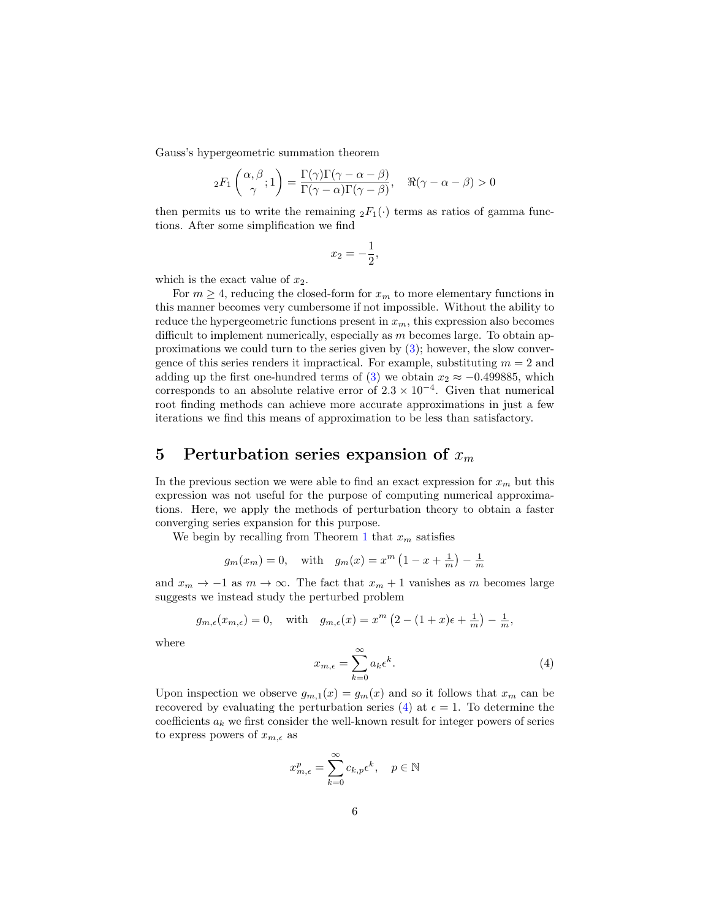Gauss's hypergeometric summation theorem

$$
{}_2F_1\left(\begin{matrix}\alpha, \beta \\ \gamma\end{matrix}; 1\right) = \frac{\Gamma(\gamma)\Gamma(\gamma-\alpha-\beta)}{\Gamma(\gamma-\alpha)\Gamma(\gamma-\beta)}, \quad \Re(\gamma-\alpha-\beta) > 0
$$

then permits us to write the remaining ${}_2F_1(\cdot)$ terms as ratios of gamma functions. After some simplification we find

$$
x_2 = -\frac{1}{2},
$$

which is the exact value of $x_2$.

For $m \geq 4$, reducing the closed-form for $x_m$ to more elementary functions in this manner becomes very cumbersome if not impossible. Without the ability to reduce the hypergeometric functions present in $x_m$, this expression also becomes difficult to implement numerically, especially as $m$ becomes large. To obtain approximations we could turn to the series given by (3); however, the slow convergence of this series renders it impractical. For example, substituting $m = 2$ and adding up the first one-hundred terms of (3) we obtain $x_2 \approx -0.499885$, which corresponds to an absolute relative error of $2.3 \times 10^{-4}$. Given that numerical root finding methods can achieve more accurate approximations in just a few iterations we find this means of approximation to be less than satisfactory.

## 5 Perturbation series expansion of $x_m$

In the previous section we were able to find an exact expression for $x_m$ but this expression was not useful for the purpose of computing numerical approximations. Here, we apply the methods of perturbation theory to obtain a faster converging series expansion for this purpose.

We begin by recalling from Theorem 1 that $x_m$ satisfies

$$
g_m(x_m) = 0, \quad \text{with} \quad g_m(x) = x^m\left(1 - x + \tfrac{1}{m}\right) - \tfrac{1}{m}
$$

and $x_m \to -1$ as $m \to \infty$. The fact that $x_m + 1$ vanishes as $m$ becomes large suggests we instead study the perturbed problem

$$
g_{m,\epsilon}(x_{m,\epsilon}) = 0, \quad \text{with} \quad g_{m,\epsilon}(x) = x^m\left(2 - (1+x)\epsilon + \tfrac{1}{m}\right) - \tfrac{1}{m},
$$

where

$$
x_{m,\epsilon} = \sum_{k=0}^{\infty} a_k \epsilon^k. \tag{4}
$$

Upon inspection we observe $g_{m,1}(x) = g_m(x)$ and so it follows that $x_m$ can be recovered by evaluating the perturbation series (4) at $\epsilon = 1$. To determine the coefficients $a_k$ we first consider the well-known result for integer powers of series to express powers of $x_{m,\epsilon}$ as

$$
x_{m,\epsilon}^p = \sum_{k=0}^{\infty} c_{k,p}\epsilon^k, \quad p \in \mathbb{N}
$$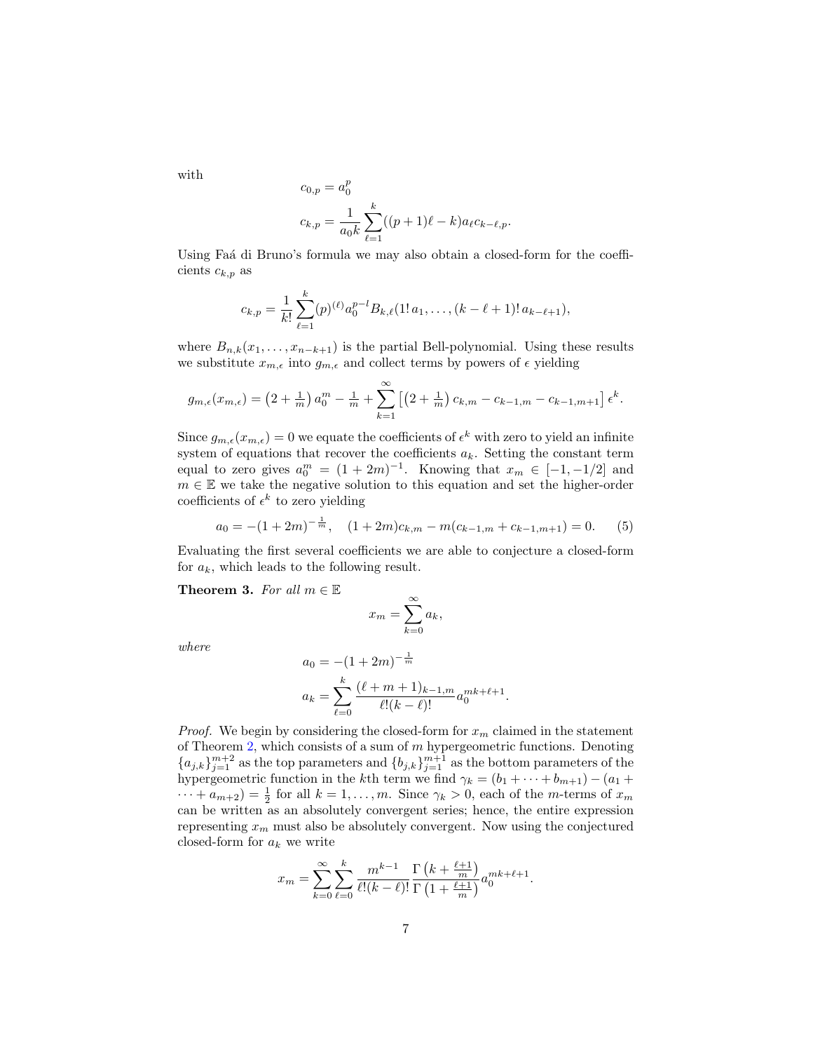with

$$c_{0,p} = a_0^p$$

$$c_{k,p} = \frac{1}{a_0 k} \sum_{\ell=1}^{k} ((p+1)\ell - k) a_\ell c_{k-\ell,p}.$$

Using Faá di Bruno's formula we may also obtain a closed-form for the coefficients $c_{k,p}$ as

$$c_{k,p} = \frac{1}{k!} \sum_{\ell=1}^{k} (p)^{(\ell)} a_0^{p-l} B_{k,\ell}(1!\, a_1, \ldots, (k-\ell+1)!\, a_{k-\ell+1}),$$

where $B_{n,k}(x_1, \ldots, x_{n-k+1})$ is the partial Bell-polynomial. Using these results we substitute $x_{m,\epsilon}$ into $g_{m,\epsilon}$ and collect terms by powers of $\epsilon$ yielding

$$g_{m,\epsilon}(x_{m,\epsilon}) = \left(2 + \tfrac{1}{m}\right) a_0^m - \tfrac{1}{m} + \sum_{k=1}^{\infty} \left[\left(2 + \tfrac{1}{m}\right) c_{k,m} - c_{k-1,m} - c_{k-1,m+1}\right] \epsilon^k.$$

Since $g_{m,\epsilon}(x_{m,\epsilon}) = 0$ we equate the coefficients of $\epsilon^k$ with zero to yield an infinite system of equations that recover the coefficients $a_k$. Setting the constant term equal to zero gives $a_0^m = (1+2m)^{-1}$. Knowing that $x_m \in [-1, -1/2]$ and $m \in \mathbb{E}$ we take the negative solution to this equation and set the higher-order coefficients of $\epsilon^k$ to zero yielding

$$a_0 = -(1+2m)^{-\frac{1}{m}}, \quad (1+2m)c_{k,m} - m(c_{k-1,m} + c_{k-1,m+1}) = 0. \tag{5}$$

Evaluating the first several coefficients we are able to conjecture a closed-form for $a_k$, which leads to the following result.

**Theorem 3.** *For all $m \in \mathbb{E}$*

$$x_m = \sum_{k=0}^{\infty} a_k,$$

*where*

$$a_0 = -(1+2m)^{-\frac{1}{m}}$$

$$a_k = \sum_{\ell=0}^{k} \frac{(\ell+m+1)_{k-1,m}}{\ell!(k-\ell)!} a_0^{mk+\ell+1}.$$

*Proof.* We begin by considering the closed-form for $x_m$ claimed in the statement of Theorem 2, which consists of a sum of $m$ hypergeometric functions. Denoting $\{a_{j,k}\}_{j=1}^{m+2}$ as the top parameters and $\{b_{j,k}\}_{j=1}^{m+1}$ as the bottom parameters of the hypergeometric function in the $k$th term we find $\gamma_k = (b_1 + \cdots + b_{m+1}) - (a_1 + \cdots + a_{m+2}) = \frac{1}{2}$ for all $k = 1, \ldots, m$. Since $\gamma_k > 0$, each of the $m$-terms of $x_m$ can be written as an absolutely convergent series; hence, the entire expression representing $x_m$ must also be absolutely convergent. Now using the conjectured closed-form for $a_k$ we write

$$x_m = \sum_{k=0}^{\infty} \sum_{\ell=0}^{k} \frac{m^{k-1}}{\ell!(k-\ell)!} \frac{\Gamma\left(k + \frac{\ell+1}{m}\right)}{\Gamma\left(1 + \frac{\ell+1}{m}\right)} a_0^{mk+\ell+1}.$$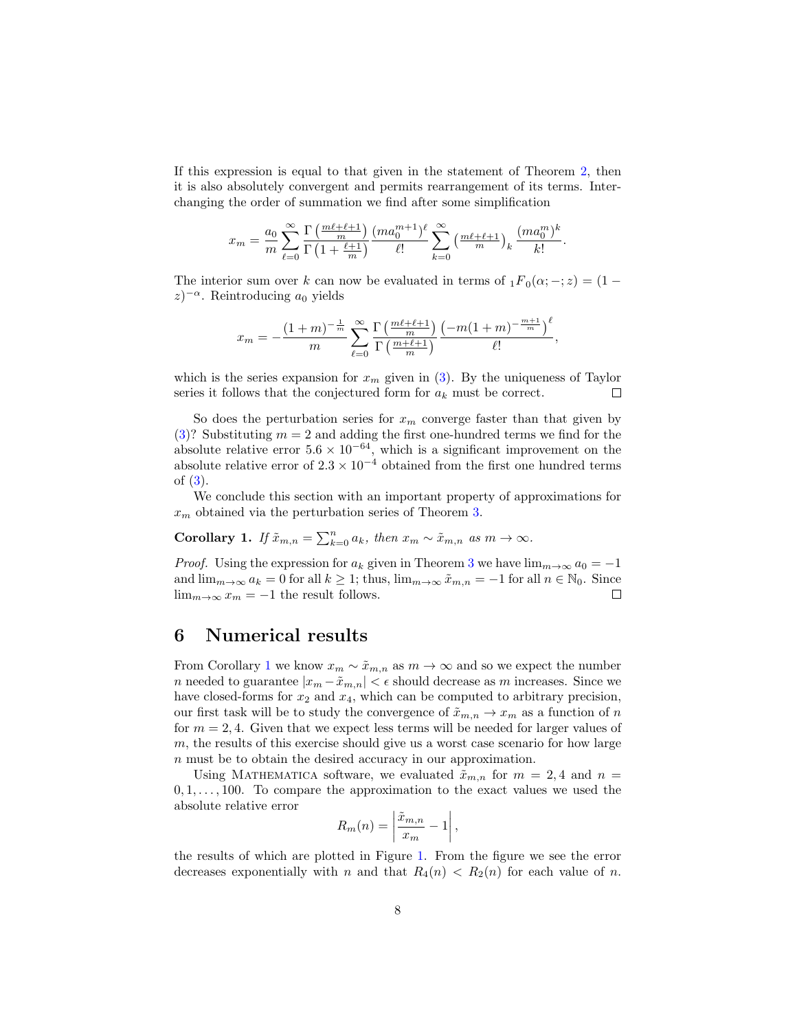If this expression is equal to that given in the statement of Theorem 2, then it is also absolutely convergent and permits rearrangement of its terms. Interchanging the order of summation we find after some simplification

$$x_m = \frac{a_0}{m} \sum_{\ell=0}^{\infty} \frac{\Gamma\left(\frac{m\ell+\ell+1}{m}\right)}{\Gamma\left(1+\frac{\ell+1}{m}\right)} \frac{(ma_0^{m+1})^\ell}{\ell!} \sum_{k=0}^{\infty} \left(\tfrac{m\ell+\ell+1}{m}\right)_k \frac{(ma_0^m)^k}{k!}.$$

The interior sum over $k$ can now be evaluated in terms of ${}_1F_0(\alpha; -; z) = (1-z)^{-\alpha}$. Reintroducing $a_0$ yields

$$x_m = -\frac{(1+m)^{-\frac{1}{m}}}{m} \sum_{\ell=0}^{\infty} \frac{\Gamma\left(\frac{m\ell+\ell+1}{m}\right)}{\Gamma\left(\frac{m+\ell+1}{m}\right)} \frac{\left(-m(1+m)^{-\frac{m+1}{m}}\right)^\ell}{\ell!},$$

which is the series expansion for $x_m$ given in (3). By the uniqueness of Taylor series it follows that the conjectured form for $a_k$ must be correct. $\square$

So does the perturbation series for $x_m$ converge faster than that given by (3)? Substituting $m = 2$ and adding the first one-hundred terms we find for the absolute relative error $5.6 \times 10^{-64}$, which is a significant improvement on the absolute relative error of $2.3 \times 10^{-4}$ obtained from the first one hundred terms of (3).

We conclude this section with an important property of approximations for $x_m$ obtained via the perturbation series of Theorem 3.

**Corollary 1.** *If $\tilde{x}_{m,n} = \sum_{k=0}^{n} a_k$, then $x_m \sim \tilde{x}_{m,n}$ as $m \to \infty$.*

*Proof.* Using the expression for $a_k$ given in Theorem 3 we have $\lim_{m\to\infty} a_0 = -1$ and $\lim_{m\to\infty} a_k = 0$ for all $k \geq 1$; thus, $\lim_{m\to\infty} \tilde{x}_{m,n} = -1$ for all $n \in \mathbb{N}_0$. Since $\lim_{m\to\infty} x_m = -1$ the result follows. $\square$

## 6 Numerical results

From Corollary 1 we know $x_m \sim \tilde{x}_{m,n}$ as $m \to \infty$ and so we expect the number $n$ needed to guarantee $|x_m - \tilde{x}_{m,n}| < \epsilon$ should decrease as $m$ increases. Since we have closed-forms for $x_2$ and $x_4$, which can be computed to arbitrary precision, our first task will be to study the convergence of $\tilde{x}_{m,n} \to x_m$ as a function of $n$ for $m = 2, 4$. Given that we expect less terms will be needed for larger values of $m$, the results of this exercise should give us a worst case scenario for how large $n$ must be to obtain the desired accuracy in our approximation.

Using Mathematica software, we evaluated $\tilde{x}_{m,n}$ for $m = 2, 4$ and $n = 0, 1, \ldots, 100$. To compare the approximation to the exact values we used the absolute relative error

$$R_m(n) = \left| \frac{\tilde{x}_{m,n}}{x_m} - 1 \right|,$$

the results of which are plotted in Figure 1. From the figure we see the error decreases exponentially with $n$ and that $R_4(n) < R_2(n)$ for each value of $n$.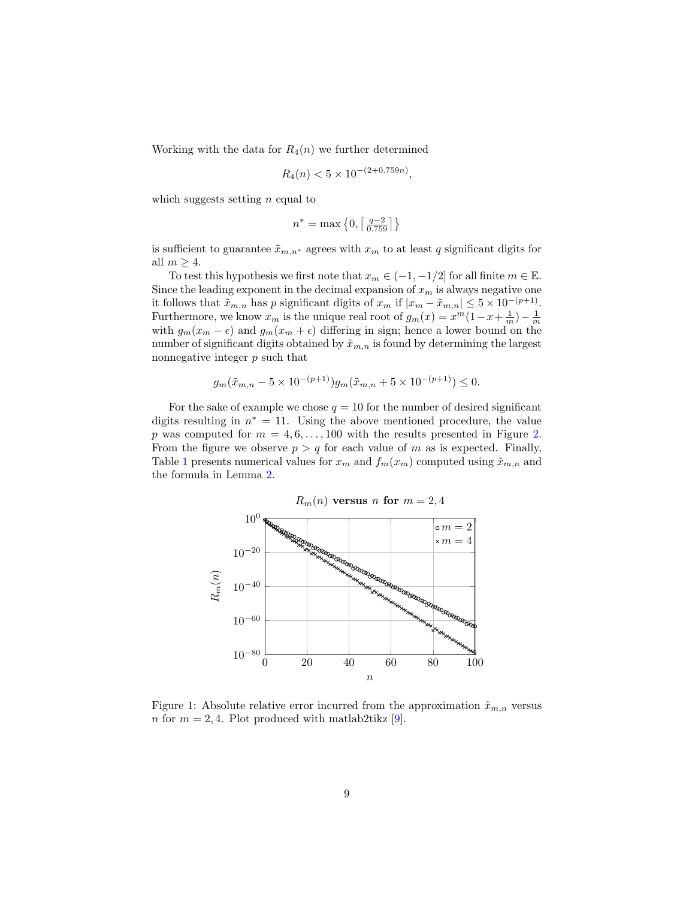Working with the data for $R_4(n)$ we further determined

$$R_4(n) < 5 \times 10^{-(2+0.759n)},$$

which suggests setting $n$ equal to

$$n^* = \max\left\{0, \left\lceil \tfrac{q-2}{0.759} \right\rceil\right\}$$

is sufficient to guarantee $\tilde{x}_{m,n^*}$ agrees with $x_m$ to at least $q$ significant digits for all $m \geq 4$.

To test this hypothesis we first note that $x_m \in (-1, -1/2]$ for all finite $m \in \mathbb{E}$. Since the leading exponent in the decimal expansion of $x_m$ is always negative one it follows that $\tilde{x}_{m,n}$ has $p$ significant digits of $x_m$ if $|x_m - \tilde{x}_{m,n}| \leq 5 \times 10^{-(p+1)}$. Furthermore, we know $x_m$ is the unique real root of $g_m(x) = x^m(1 - x + \frac{1}{m}) - \frac{1}{m}$ with $g_m(x_m - \epsilon)$ and $g_m(x_m + \epsilon)$ differing in sign; hence a lower bound on the number of significant digits obtained by $\tilde{x}_{m,n}$ is found by determining the largest nonnegative integer $p$ such that

$$g_m(\tilde{x}_{m,n} - 5 \times 10^{-(p+1)})g_m(\tilde{x}_{m,n} + 5 \times 10^{-(p+1)}) \leq 0.$$

For the sake of example we chose $q = 10$ for the number of desired significant digits resulting in $n^* = 11$. Using the above mentioned procedure, the value $p$ was computed for $m = 4, 6, \ldots, 100$ with the results presented in Figure 2. From the figure we observe $p > q$ for each value of $m$ as is expected. Finally, Table 1 presents numerical values for $x_m$ and $f_m(x_m)$ computed using $\tilde{x}_{m,n}$ and the formula in Lemma 2.

**$R_m(n)$ versus $n$ for $m = 2, 4$**

Figure 1: Absolute relative error incurred from the approximation $\tilde{x}_{m,n}$ versus $n$ for $m = 2, 4$. Plot produced with matlab2tikz [9].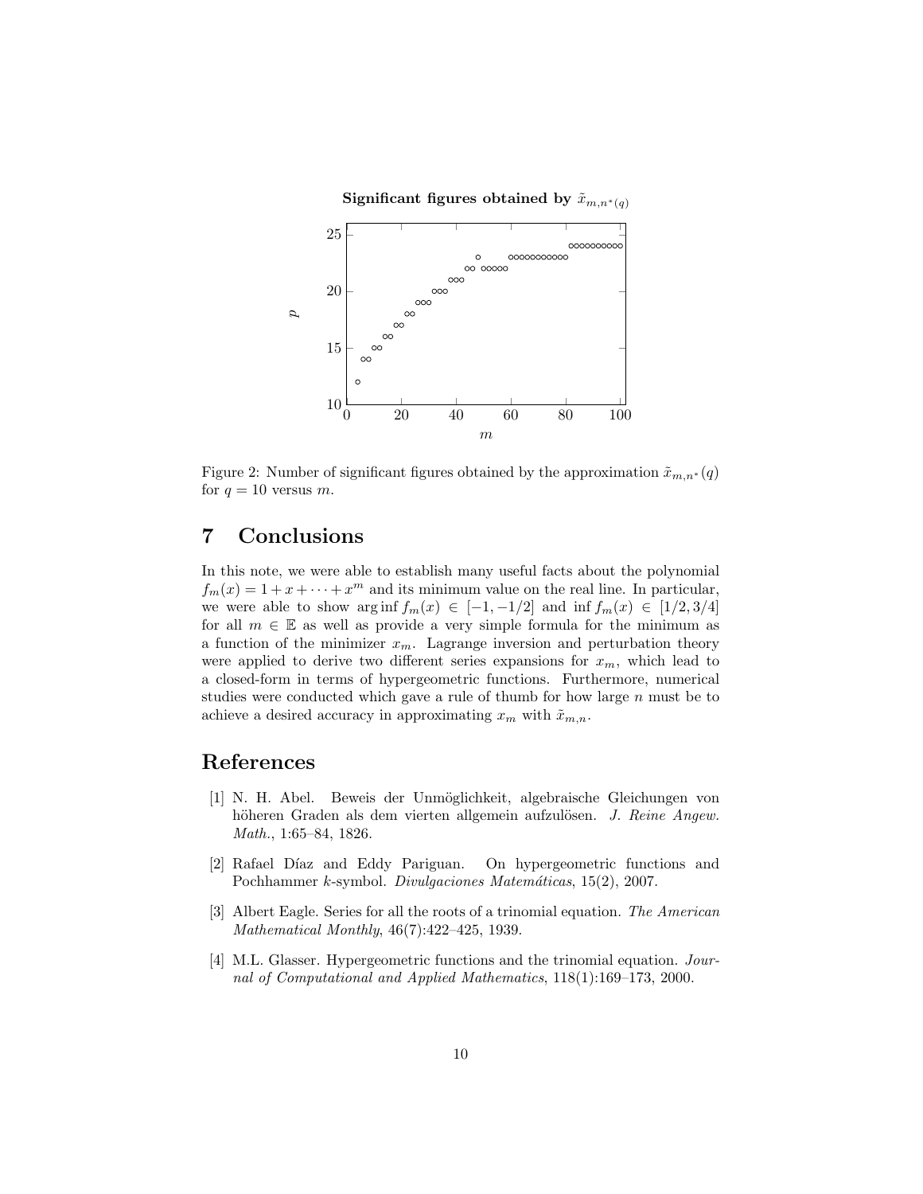Figure 2: Number of significant figures obtained by the approximation $\tilde{x}_{m,n^*}(q)$ for $q = 10$ versus $m$.

## 7 Conclusions

In this note, we were able to establish many useful facts about the polynomial $f_m(x) = 1 + x + \cdots + x^m$ and its minimum value on the real line. In particular, we were able to show $\arg\inf f_m(x) \in [-1, -1/2]$ and $\inf f_m(x) \in [1/2, 3/4]$ for all $m \in \mathbb{E}$ as well as provide a very simple formula for the minimum as a function of the minimizer $x_m$. Lagrange inversion and perturbation theory were applied to derive two different series expansions for $x_m$, which lead to a closed-form in terms of hypergeometric functions. Furthermore, numerical studies were conducted which gave a rule of thumb for how large $n$ must be to achieve a desired accuracy in approximating $x_m$ with $\tilde{x}_{m,n}$.

## References

[1] N. H. Abel. Beweis der Unmöglichkeit, algebraische Gleichungen von höheren Graden als dem vierten allgemein aufzulösen. *J. Reine Angew. Math.*, 1:65–84, 1826.

[2] Rafael Díaz and Eddy Pariguan. On hypergeometric functions and Pochhammer $k$-symbol. *Divulgaciones Matemáticas*, 15(2), 2007.

[3] Albert Eagle. Series for all the roots of a trinomial equation. *The American Mathematical Monthly*, 46(7):422–425, 1939.

[4] M.L. Glasser. Hypergeometric functions and the trinomial equation. *Journal of Computational and Applied Mathematics*, 118(1):169–173, 2000.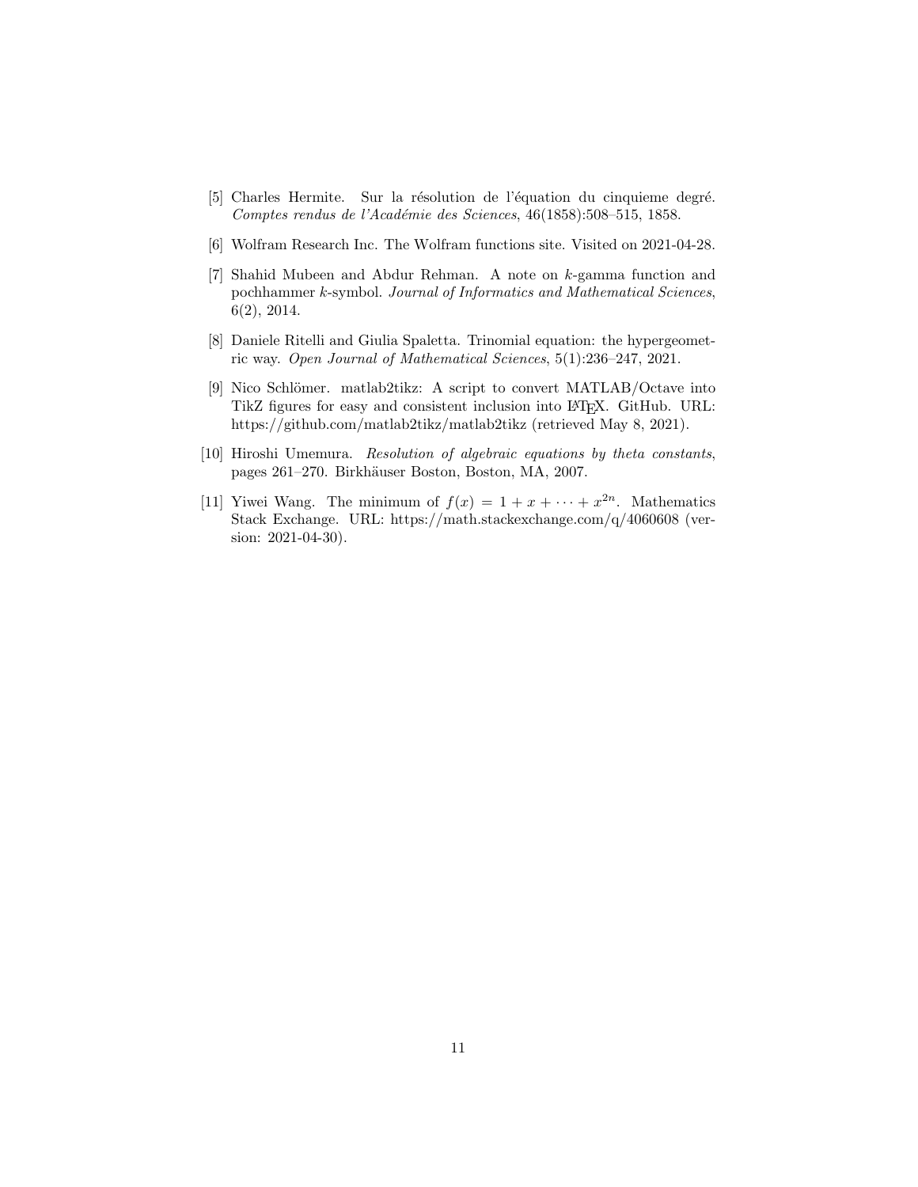[5] Charles Hermite. Sur la résolution de l'équation du cinquieme degré. *Comptes rendus de l'Académie des Sciences*, 46(1858):508–515, 1858.

[6] Wolfram Research Inc. The Wolfram functions site. Visited on 2021-04-28.

[7] Shahid Mubeen and Abdur Rehman. A note on $k$-gamma function and pochhammer $k$-symbol. *Journal of Informatics and Mathematical Sciences*, 6(2), 2014.

[8] Daniele Ritelli and Giulia Spaletta. Trinomial equation: the hypergeometric way. *Open Journal of Mathematical Sciences*, 5(1):236–247, 2021.

[9] Nico Schlömer. matlab2tikz: A script to convert MATLAB/Octave into TikZ figures for easy and consistent inclusion into LaTeX. GitHub. URL: https://github.com/matlab2tikz/matlab2tikz (retrieved May 8, 2021).

[10] Hiroshi Umemura. *Resolution of algebraic equations by theta constants*, pages 261–270. Birkhäuser Boston, Boston, MA, 2007.

[11] Yiwei Wang. The minimum of $f(x) = 1 + x + \cdots + x^{2n}$. Mathematics Stack Exchange. URL: https://math.stackexchange.com/q/4060608 (version: 2021-04-30).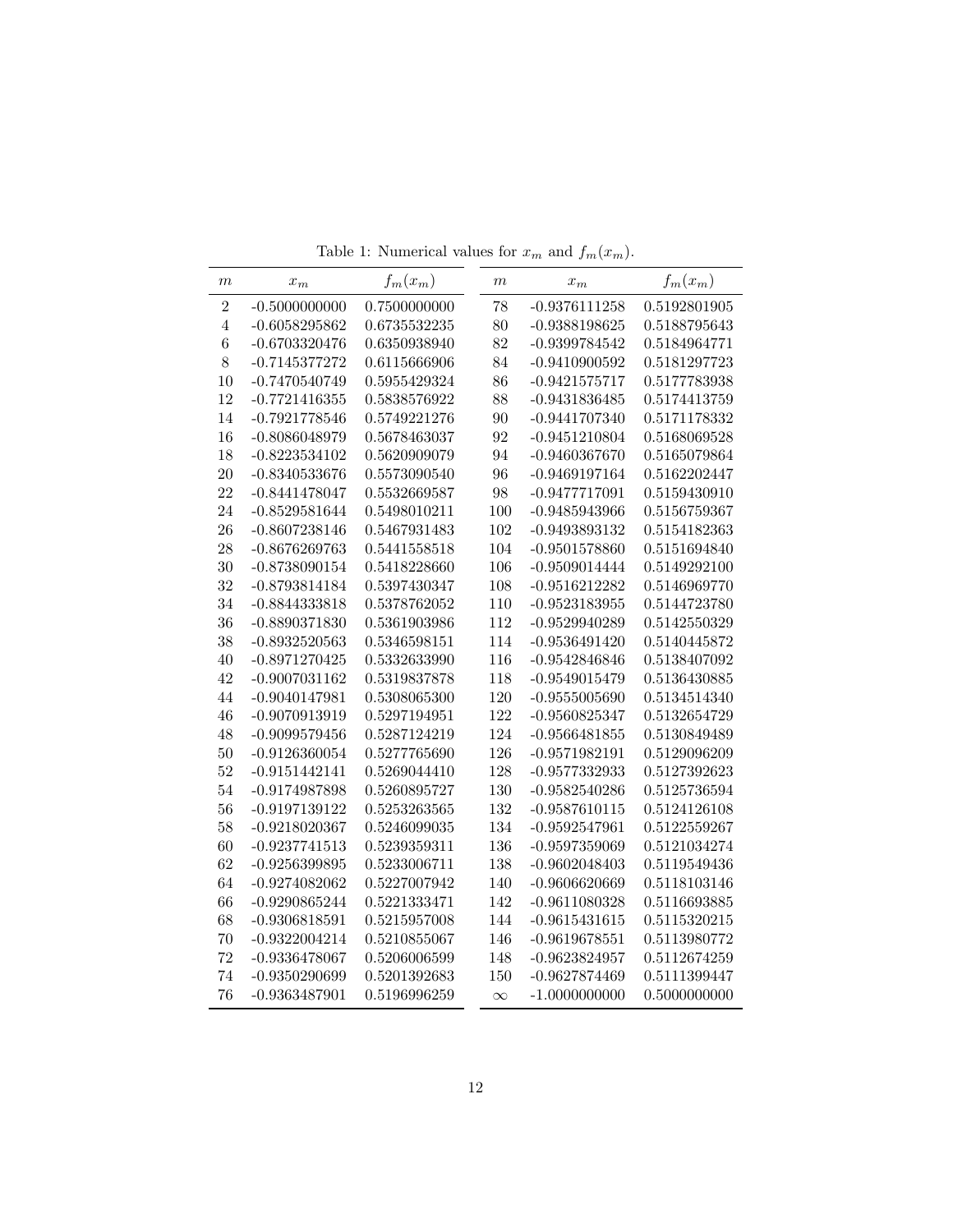Table 1: Numerical values for $x_m$ and $f_m(x_m)$.

| $m$ | $x_m$ | $f_m(x_m)$ | $m$ | $x_m$ | $f_m(x_m)$ |
|---|---|---|---|---|---|
| 2 | -0.5000000000 | 0.7500000000 | 78 | -0.9376111258 | 0.5192801905 |
| 4 | -0.6058295862 | 0.6735532235 | 80 | -0.9388198625 | 0.5188795643 |
| 6 | -0.6703320476 | 0.6350938940 | 82 | -0.9399784542 | 0.5184964771 |
| 8 | -0.7145377272 | 0.6115666906 | 84 | -0.9410900592 | 0.5181297723 |
| 10 | -0.7470540749 | 0.5955429324 | 86 | -0.9421575717 | 0.5177783938 |
| 12 | -0.7721416355 | 0.5838576922 | 88 | -0.9431836485 | 0.5174413759 |
| 14 | -0.7921778546 | 0.5749221276 | 90 | -0.9441707340 | 0.5171178332 |
| 16 | -0.8086048979 | 0.5678463037 | 92 | -0.9451210804 | 0.5168069528 |
| 18 | -0.8223534102 | 0.5620909079 | 94 | -0.9460367670 | 0.5165079864 |
| 20 | -0.8340533676 | 0.5573090540 | 96 | -0.9469197164 | 0.5162202447 |
| 22 | -0.8441478047 | 0.5532669587 | 98 | -0.9477717091 | 0.5159430910 |
| 24 | -0.8529581644 | 0.5498010211 | 100 | -0.9485943966 | 0.5156759367 |
| 26 | -0.8607238146 | 0.5467931483 | 102 | -0.9493893132 | 0.5154182363 |
| 28 | -0.8676269763 | 0.5441558518 | 104 | -0.9501578860 | 0.5151694840 |
| 30 | -0.8738090154 | 0.5418228660 | 106 | -0.9509014444 | 0.5149292100 |
| 32 | -0.8793814184 | 0.5397430347 | 108 | -0.9516212282 | 0.5146969770 |
| 34 | -0.8844333818 | 0.5378762052 | 110 | -0.9523183955 | 0.5144723780 |
| 36 | -0.8890371830 | 0.5361903986 | 112 | -0.9529940289 | 0.5142550329 |
| 38 | -0.8932520563 | 0.5346598151 | 114 | -0.9536491420 | 0.5140445872 |
| 40 | -0.8971270425 | 0.5332633990 | 116 | -0.9542846846 | 0.5138407092 |
| 42 | -0.9007031162 | 0.5319837878 | 118 | -0.9549015479 | 0.5136430885 |
| 44 | -0.9040147981 | 0.5308065300 | 120 | -0.9555005690 | 0.5134514340 |
| 46 | -0.9070913919 | 0.5297194951 | 122 | -0.9560825347 | 0.5132654729 |
| 48 | -0.9099579456 | 0.5287124219 | 124 | -0.9566481855 | 0.5130849489 |
| 50 | -0.9126360054 | 0.5277765690 | 126 | -0.9571982191 | 0.5129096209 |
| 52 | -0.9151442141 | 0.5269044410 | 128 | -0.9577332933 | 0.5127392623 |
| 54 | -0.9174987898 | 0.5260895727 | 130 | -0.9582540286 | 0.5125736594 |
| 56 | -0.9197139122 | 0.5253263565 | 132 | -0.9587610115 | 0.5124126108 |
| 58 | -0.9218020367 | 0.5246099035 | 134 | -0.9592547961 | 0.5122559267 |
| 60 | -0.9237741513 | 0.5239359311 | 136 | -0.9597359069 | 0.5121034274 |
| 62 | -0.9256399895 | 0.5233006711 | 138 | -0.9602048403 | 0.5119549436 |
| 64 | -0.9274082062 | 0.5227007942 | 140 | -0.9606620669 | 0.5118103146 |
| 66 | -0.9290865244 | 0.5221333471 | 142 | -0.9611080328 | 0.5116693885 |
| 68 | -0.9306818591 | 0.5215957008 | 144 | -0.9615431615 | 0.5115320215 |
| 70 | -0.9322004214 | 0.5210855067 | 146 | -0.9619678551 | 0.5113980772 |
| 72 | -0.9336478067 | 0.5206006599 | 148 | -0.9623824957 | 0.5112674259 |
| 74 | -0.9350290699 | 0.5201392683 | 150 | -0.9627874469 | 0.5111399447 |
| 76 | -0.9363487901 | 0.5196996259 | $\infty$ | -1.0000000000 | 0.5000000000 |